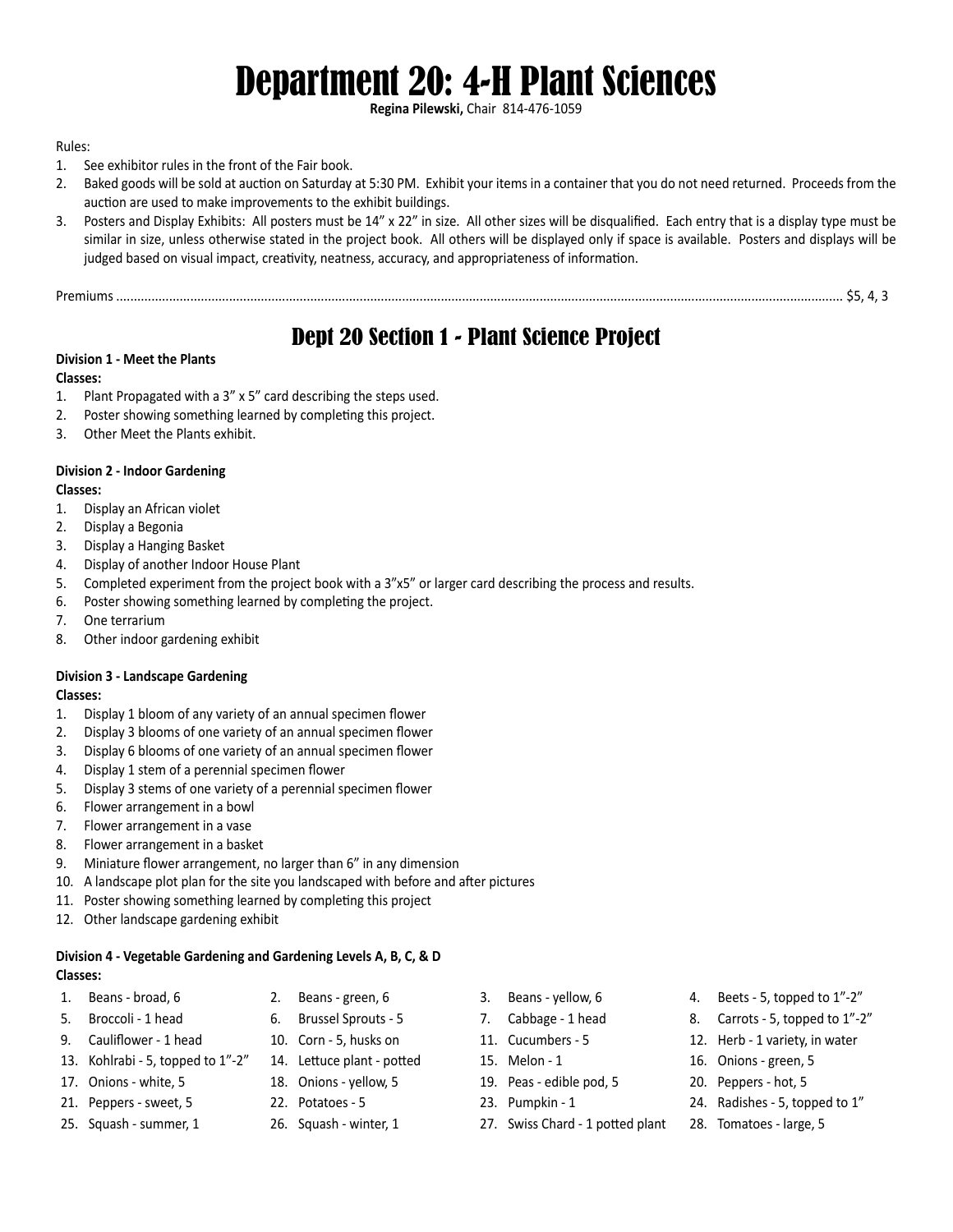# Department 20: 4-H Plant Sciences

**Regina Pilewski,** Chair 814-476-1059

Rules:

1. See exhibitor rules in the front of the Fair book.
2. Baked goods will be sold at auction on Saturday at 5:30 PM. Exhibit your items in a container that you do not need returned. Proceeds from the auction are used to make improvements to the exhibit buildings.
3. Posters and Display Exhibits: All posters must be 14" x 22" in size. All other sizes will be disqualified. Each entry that is a display type must be similar in size, unless otherwise stated in the project book. All others will be displayed only if space is available. Posters and displays will be judged based on visual impact, creativity, neatness, accuracy, and appropriateness of information.

Premiums ........................................................................................................................................................................................ $5, 4, 3

## Dept 20 Section 1 - Plant Science Project

**Division 1 - Meet the Plants**

**Classes:**

1. Plant Propagated with a 3" x 5" card describing the steps used.
2. Poster showing something learned by completing this project.
3. Other Meet the Plants exhibit.

**Division 2 - Indoor Gardening**

**Classes:**

1. Display an African violet
2. Display a Begonia
3. Display a Hanging Basket
4. Display of another Indoor House Plant
5. Completed experiment from the project book with a 3"x5" or larger card describing the process and results.
6. Poster showing something learned by completing the project.
7. One terrarium
8. Other indoor gardening exhibit

**Division 3 - Landscape Gardening**

**Classes:**

1. Display 1 bloom of any variety of an annual specimen flower
2. Display 3 blooms of one variety of an annual specimen flower
3. Display 6 blooms of one variety of an annual specimen flower
4. Display 1 stem of a perennial specimen flower
5. Display 3 stems of one variety of a perennial specimen flower
6. Flower arrangement in a bowl
7. Flower arrangement in a vase
8. Flower arrangement in a basket
9. Miniature flower arrangement, no larger than 6" in any dimension
10. A landscape plot plan for the site you landscaped with before and after pictures
11. Poster showing something learned by completing this project
12. Other landscape gardening exhibit

**Division 4 - Vegetable Gardening and Gardening Levels A, B, C, & D**

**Classes:**

1. Beans - broad, 6
2. Beans - green, 6
3. Beans - yellow, 6
4. Beets - 5, topped to 1"-2"
5. Broccoli - 1 head
6. Brussel Sprouts - 5
7. Cabbage - 1 head
8. Carrots - 5, topped to 1"-2"
9. Cauliflower - 1 head
10. Corn - 5, husks on
11. Cucumbers - 5
12. Herb - 1 variety, in water
13. Kohlrabi - 5, topped to 1"-2"
14. Lettuce plant - potted
15. Melon - 1
16. Onions - green, 5
17. Onions - white, 5
18. Onions - yellow, 5
19. Peas - edible pod, 5
20. Peppers - hot, 5
21. Peppers - sweet, 5
22. Potatoes - 5
23. Pumpkin - 1
24. Radishes - 5, topped to 1"
25. Squash - summer, 1
26. Squash - winter, 1
27. Swiss Chard - 1 potted plant
28. Tomatoes - large, 5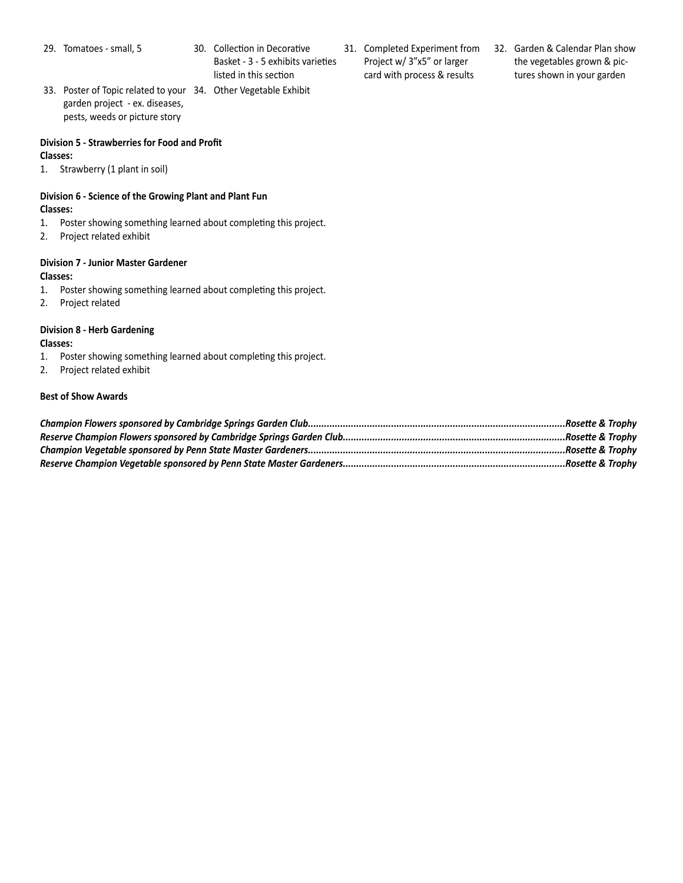29. Tomatoes - small, 5
30. Collection in Decorative Basket - 3 - 5 exhibits varieties listed in this section
31. Completed Experiment from Project w/ 3"x5" or larger card with process & results
32. Garden & Calendar Plan show the vegetables grown & pictures shown in your garden
33. Poster of Topic related to your garden project - ex. diseases, pests, weeds or picture story
34. Other Vegetable Exhibit

**Division 5 - Strawberries for Food and Profit**

**Classes:**

1. Strawberry (1 plant in soil)

**Division 6 - Science of the Growing Plant and Plant Fun**

**Classes:**

1. Poster showing something learned about completing this project.
2. Project related exhibit

**Division 7 - Junior Master Gardener**

**Classes:**

1. Poster showing something learned about completing this project.
2. Project related

**Division 8 - Herb Gardening**

**Classes:**

1. Poster showing something learned about completing this project.
2. Project related exhibit

**Best of Show Awards**

***Champion Flowers sponsored by Cambridge Springs Garden Club..........Rosette & Trophy***

***Reserve Champion Flowers sponsored by Cambridge Springs Garden Club..........Rosette & Trophy***

***Champion Vegetable sponsored by Penn State Master Gardeners..........Rosette & Trophy***

***Reserve Champion Vegetable sponsored by Penn State Master Gardeners..........Rosette & Trophy***